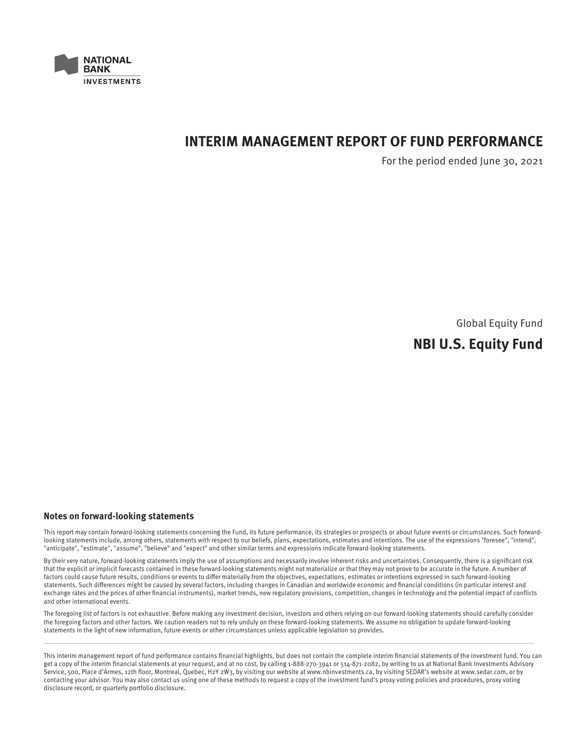NATIONAL BANK INVESTMENTS

# INTERIM MANAGEMENT REPORT OF FUND PERFORMANCE

For the period ended June 30, 2021

Global Equity Fund

## NBI U.S. Equity Fund

### Notes on forward-looking statements

This report may contain forward-looking statements concerning the Fund, its future performance, its strategies or prospects or about future events or circumstances. Such forward-looking statements include, among others, statements with respect to our beliefs, plans, expectations, estimates and intentions. The use of the expressions "foresee", "intend", "anticipate", "estimate", "assume", "believe" and "expect" and other similar terms and expressions indicate forward-looking statements.

By their very nature, forward-looking statements imply the use of assumptions and necessarily involve inherent risks and uncertainties. Consequently, there is a significant risk that the explicit or implicit forecasts contained in these forward-looking statements might not materialize or that they may not prove to be accurate in the future. A number of factors could cause future results, conditions or events to differ materially from the objectives, expectations, estimates or intentions expressed in such forward-looking statements. Such differences might be caused by several factors, including changes in Canadian and worldwide economic and financial conditions (in particular interest and exchange rates and the prices of other financial instruments), market trends, new regulatory provisions, competition, changes in technology and the potential impact of conflicts and other international events.

The foregoing list of factors is not exhaustive. Before making any investment decision, investors and others relying on our forward-looking statements should carefully consider the foregoing factors and other factors. We caution readers not to rely unduly on these forward-looking statements. We assume no obligation to update forward-looking statements in the light of new information, future events or other circumstances unless applicable legislation so provides.

---

This interim management report of fund performance contains financial highlights, but does not contain the complete interim financial statements of the investment fund. You can get a copy of the interim financial statements at your request, and at no cost, by calling 1-888-270-3941 or 514-871-2082, by writing to us at National Bank Investments Advisory Service, 500, Place d'Armes, 12th floor, Montreal, Quebec, H2Y 2W3, by visiting our website at www.nbinvestments.ca, by visiting SEDAR's website at www.sedar.com, or by contacting your advisor. You may also contact us using one of these methods to request a copy of the investment fund's proxy voting policies and procedures, proxy voting disclosure record, or quarterly portfolio disclosure.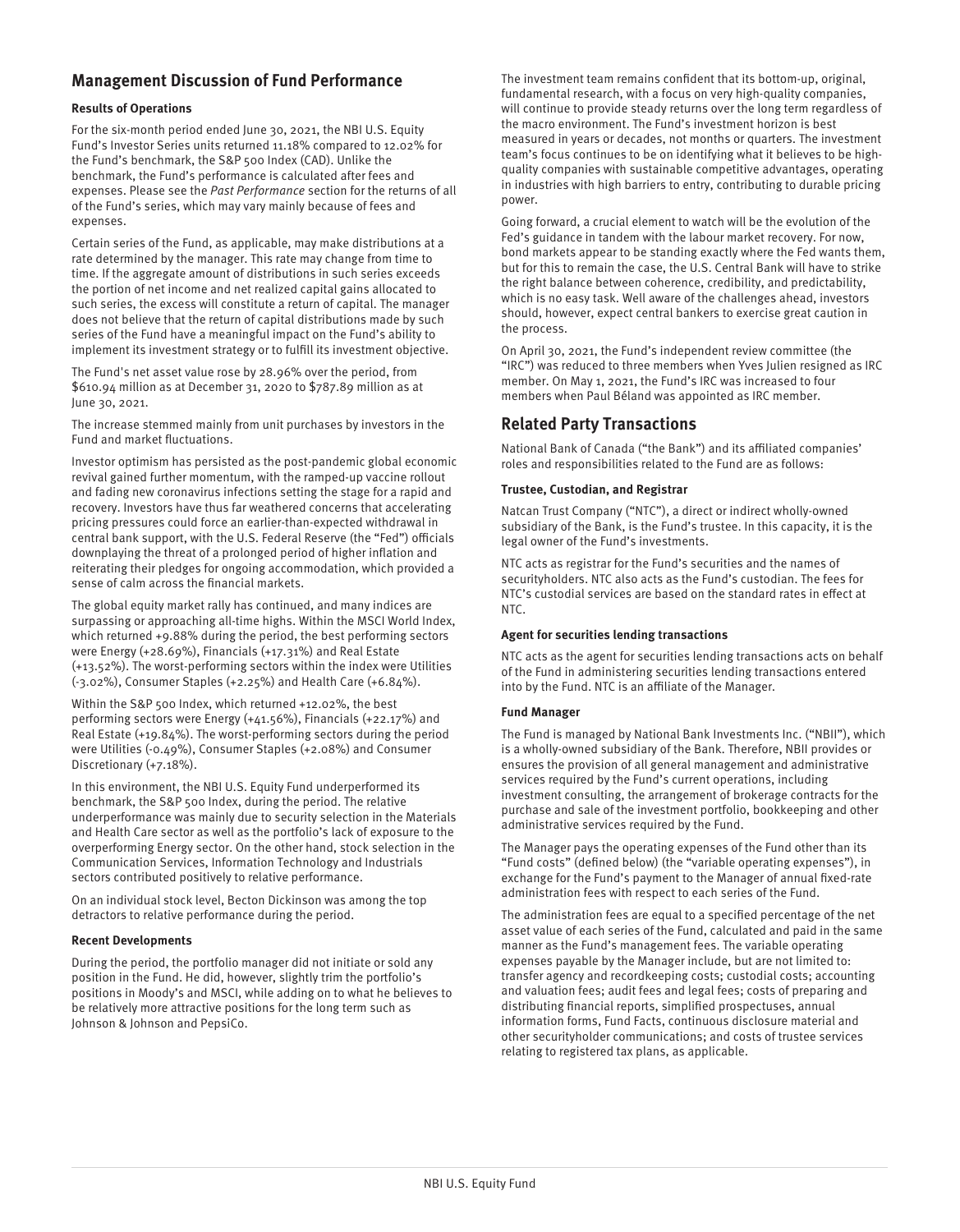## Management Discussion of Fund Performance

### Results of Operations

For the six-month period ended June 30, 2021, the NBI U.S. Equity Fund's Investor Series units returned 11.18% compared to 12.02% for the Fund's benchmark, the S&P 500 Index (CAD). Unlike the benchmark, the Fund's performance is calculated after fees and expenses. Please see the *Past Performance* section for the returns of all of the Fund's series, which may vary mainly because of fees and expenses.

Certain series of the Fund, as applicable, may make distributions at a rate determined by the manager. This rate may change from time to time. If the aggregate amount of distributions in such series exceeds the portion of net income and net realized capital gains allocated to such series, the excess will constitute a return of capital. The manager does not believe that the return of capital distributions made by such series of the Fund have a meaningful impact on the Fund's ability to implement its investment strategy or to fulfill its investment objective.

The Fund's net asset value rose by 28.96% over the period, from $610.94 million as at December 31, 2020 to $787.89 million as at June 30, 2021.

The increase stemmed mainly from unit purchases by investors in the Fund and market fluctuations.

Investor optimism has persisted as the post-pandemic global economic revival gained further momentum, with the ramped-up vaccine rollout and fading new coronavirus infections setting the stage for a rapid and recovery. Investors have thus far weathered concerns that accelerating pricing pressures could force an earlier-than-expected withdrawal in central bank support, with the U.S. Federal Reserve (the "Fed") officials downplaying the threat of a prolonged period of higher inflation and reiterating their pledges for ongoing accommodation, which provided a sense of calm across the financial markets.

The global equity market rally has continued, and many indices are surpassing or approaching all-time highs. Within the MSCI World Index, which returned +9.88% during the period, the best performing sectors were Energy (+28.69%), Financials (+17.31%) and Real Estate (+13.52%). The worst-performing sectors within the index were Utilities (-3.02%), Consumer Staples (+2.25%) and Health Care (+6.84%).

Within the S&P 500 Index, which returned +12.02%, the best performing sectors were Energy (+41.56%), Financials (+22.17%) and Real Estate (+19.84%). The worst-performing sectors during the period were Utilities (-0.49%), Consumer Staples (+2.08%) and Consumer Discretionary (+7.18%).

In this environment, the NBI U.S. Equity Fund underperformed its benchmark, the S&P 500 Index, during the period. The relative underperformance was mainly due to security selection in the Materials and Health Care sector as well as the portfolio's lack of exposure to the overperforming Energy sector. On the other hand, stock selection in the Communication Services, Information Technology and Industrials sectors contributed positively to relative performance.

On an individual stock level, Becton Dickinson was among the top detractors to relative performance during the period.

### Recent Developments

During the period, the portfolio manager did not initiate or sold any position in the Fund. He did, however, slightly trim the portfolio's positions in Moody's and MSCI, while adding on to what he believes to be relatively more attractive positions for the long term such as Johnson & Johnson and PepsiCo.

The investment team remains confident that its bottom-up, original, fundamental research, with a focus on very high-quality companies, will continue to provide steady returns over the long term regardless of the macro environment. The Fund's investment horizon is best measured in years or decades, not months or quarters. The investment team's focus continues to be on identifying what it believes to be high-quality companies with sustainable competitive advantages, operating in industries with high barriers to entry, contributing to durable pricing power.

Going forward, a crucial element to watch will be the evolution of the Fed's guidance in tandem with the labour market recovery. For now, bond markets appear to be standing exactly where the Fed wants them, but for this to remain the case, the U.S. Central Bank will have to strike the right balance between coherence, credibility, and predictability, which is no easy task. Well aware of the challenges ahead, investors should, however, expect central bankers to exercise great caution in the process.

On April 30, 2021, the Fund's independent review committee (the "IRC") was reduced to three members when Yves Julien resigned as IRC member. On May 1, 2021, the Fund's IRC was increased to four members when Paul Béland was appointed as IRC member.

## Related Party Transactions

National Bank of Canada ("the Bank") and its affiliated companies' roles and responsibilities related to the Fund are as follows:

### Trustee, Custodian, and Registrar

Natcan Trust Company ("NTC"), a direct or indirect wholly-owned subsidiary of the Bank, is the Fund's trustee. In this capacity, it is the legal owner of the Fund's investments.

NTC acts as registrar for the Fund's securities and the names of securityholders. NTC also acts as the Fund's custodian. The fees for NTC's custodial services are based on the standard rates in effect at NTC.

### Agent for securities lending transactions

NTC acts as the agent for securities lending transactions acts on behalf of the Fund in administering securities lending transactions entered into by the Fund. NTC is an affiliate of the Manager.

### Fund Manager

The Fund is managed by National Bank Investments Inc. ("NBII"), which is a wholly-owned subsidiary of the Bank. Therefore, NBII provides or ensures the provision of all general management and administrative services required by the Fund's current operations, including investment consulting, the arrangement of brokerage contracts for the purchase and sale of the investment portfolio, bookkeeping and other administrative services required by the Fund.

The Manager pays the operating expenses of the Fund other than its "Fund costs" (defined below) (the "variable operating expenses"), in exchange for the Fund's payment to the Manager of annual fixed-rate administration fees with respect to each series of the Fund.

The administration fees are equal to a specified percentage of the net asset value of each series of the Fund, calculated and paid in the same manner as the Fund's management fees. The variable operating expenses payable by the Manager include, but are not limited to: transfer agency and recordkeeping costs; custodial costs; accounting and valuation fees; audit fees and legal fees; costs of preparing and distributing financial reports, simplified prospectuses, annual information forms, Fund Facts, continuous disclosure material and other securityholder communications; and costs of trustee services relating to registered tax plans, as applicable.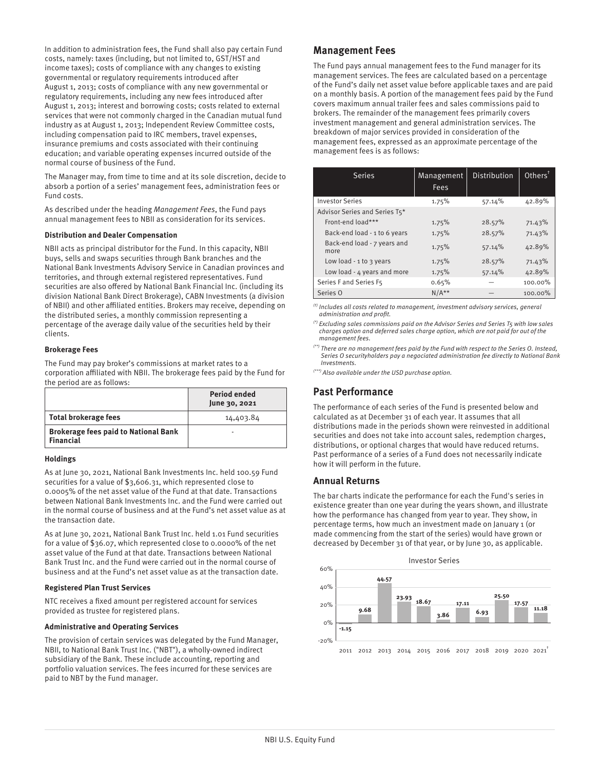In addition to administration fees, the Fund shall also pay certain Fund costs, namely: taxes (including, but not limited to, GST/HST and income taxes); costs of compliance with any changes to existing governmental or regulatory requirements introduced after August 1, 2013; costs of compliance with any new governmental or regulatory requirements, including any new fees introduced after August 1, 2013; interest and borrowing costs; costs related to external services that were not commonly charged in the Canadian mutual fund industry as at August 1, 2013; Independent Review Committee costs, including compensation paid to IRC members, travel expenses, insurance premiums and costs associated with their continuing education; and variable operating expenses incurred outside of the normal course of business of the Fund.

The Manager may, from time to time and at its sole discretion, decide to absorb a portion of a series' management fees, administration fees or Fund costs.

As described under the heading *Management Fees*, the Fund pays annual management fees to NBII as consideration for its services.

#### Distribution and Dealer Compensation

NBII acts as principal distributor for the Fund. In this capacity, NBII buys, sells and swaps securities through Bank branches and the National Bank Investments Advisory Service in Canadian provinces and territories, and through external registered representatives. Fund securities are also offered by National Bank Financial Inc. (including its division National Bank Direct Brokerage), CABN Investments (a division of NBII) and other affiliated entities. Brokers may receive, depending on the distributed series, a monthly commission representing a percentage of the average daily value of the securities held by their clients.

#### Brokerage Fees

The Fund may pay broker's commissions at market rates to a corporation affiliated with NBII. The brokerage fees paid by the Fund for the period are as follows:

| | Period ended June 30, 2021 |
|---|---|
| **Total brokerage fees** | 14,403.84 |
| **Brokerage fees paid to National Bank Financial** | - |

#### Holdings

As at June 30, 2021, National Bank Investments Inc. held 100.59 Fund securities for a value of $3,606.31, which represented close to 0.0005% of the net asset value of the Fund at that date. Transactions between National Bank Investments Inc. and the Fund were carried out in the normal course of business and at the Fund's net asset value as at the transaction date.

As at June 30, 2021, National Bank Trust Inc. held 1.01 Fund securities for a value of $36.07, which represented close to 0.0000% of the net asset value of the Fund at that date. Transactions between National Bank Trust Inc. and the Fund were carried out in the normal course of business and at the Fund's net asset value as at the transaction date.

#### Registered Plan Trust Services

NTC receives a fixed amount per registered account for services provided as trustee for registered plans.

#### Administrative and Operating Services

The provision of certain services was delegated by the Fund Manager, NBII, to National Bank Trust Inc. ("NBT"), a wholly-owned indirect subsidiary of the Bank. These include accounting, reporting and portfolio valuation services. The fees incurred for these services are paid to NBT by the Fund manager.

## Management Fees

The Fund pays annual management fees to the Fund manager for its management services. The fees are calculated based on a percentage of the Fund's daily net asset value before applicable taxes and are paid on a monthly basis. A portion of the management fees paid by the Fund covers maximum annual trailer fees and sales commissions paid to brokers. The remainder of the management fees primarily covers investment management and general administration services. The breakdown of major services provided in consideration of the management fees, expressed as an approximate percentage of the management fees is as follows:

| Series | Management Fees | Distribution | Others[†] |
|---|---|---|---|
| Investor Series | 1.75% | 57.14% | 42.89% |
| Advisor Series and Series T5* | | | |
| Front-end load*** | 1.75% | 28.57% | 71.43% |
| Back-end load - 1 to 6 years | 1.75% | 28.57% | 71.43% |
| Back-end load - 7 years and more | 1.75% | 57.14% | 42.89% |
| Low load - 1 to 3 years | 1.75% | 28.57% | 71.43% |
| Low load - 4 years and more | 1.75% | 57.14% | 42.89% |
| Series F and Series F5 | 0.65% | — | 100.00% |
| Series O | N/A** | — | 100.00% |

*(†) Includes all costs related to management, investment advisory services, general administration and profit.*

*(\*) Excluding sales commissions paid on the Advisor Series and Series T5 with low sales charges option and deferred sales charge option, which are not paid for out of the management fees.*

*(\*\*) There are no management fees paid by the Fund with respect to the Series O. Instead, Series O securityholders pay a negociated administration fee directly to National Bank Investments.*

*(\*\*\*) Also available under the USD purchase option.*

## Past Performance

The performance of each series of the Fund is presented below and calculated as at December 31 of each year. It assumes that all distributions made in the periods shown were reinvested in additional securities and does not take into account sales, redemption charges, distributions, or optional charges that would have reduced returns. Past performance of a series of a Fund does not necessarily indicate how it will perform in the future.

### Annual Returns

The bar charts indicate the performance for each the Fund's series in existence greater than one year during the years shown, and illustrate how the performance has changed from year to year. They show, in percentage terms, how much an investment made on January 1 (or made commencing from the start of the series) would have grown or decreased by December 31 of that year, or by June 30, as applicable.

Investor Series

| 2011 | 2012 | 2013 | 2014 | 2015 | 2016 | 2017 | 2018 | 2019 | 2020 | 2021[†] |
|---|---|---|---|---|---|---|---|---|---|---|
| -1.15 | 9.68 | 44.57 | 23.93 | 18.67 | 3.86 | 17.11 | 6.93 | 25.50 | 17.57 | 11.18 |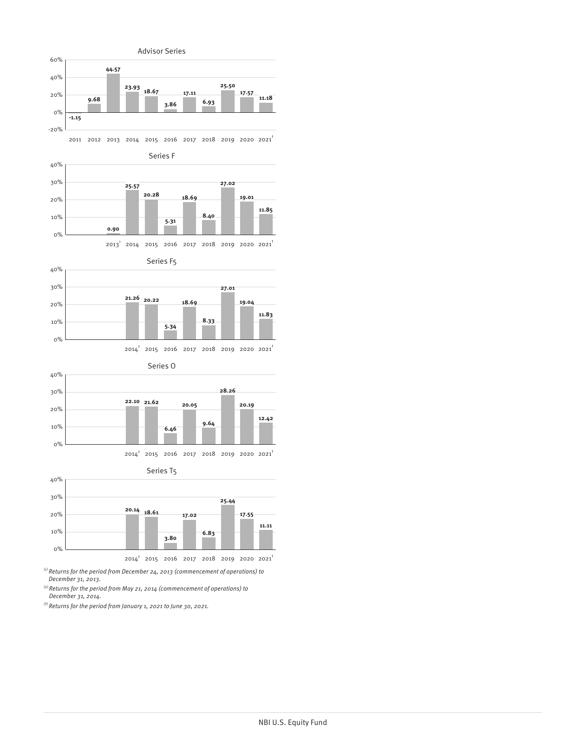### Advisor Series

| Year | Return (%) |
|---|---|
| 2011 | -1.15 |
| 2012 | 9.68 |
| 2013 | 44.57 |
| 2014 | 23.93 |
| 2015 | 18.67 |
| 2016 | 3.86 |
| 2017 | 17.11 |
| 2018 | 6.93 |
| 2019 | 25.50 |
| 2020 | 17.57 |
| 2021[†] | 11.18 |

### Series F

| Year | Return (%) |
|---|---|
| 2013[1] | 0.90 |
| 2014 | 25.57 |
| 2015 | 20.28 |
| 2016 | 5.31 |
| 2017 | 18.69 |
| 2018 | 8.40 |
| 2019 | 27.02 |
| 2020 | 19.01 |
| 2021[†] | 11.85 |

### Series F5

| Year | Return (%) |
|---|---|
| 2014[2] | 21.26 |
| 2015 | 20.22 |
| 2016 | 5.34 |
| 2017 | 18.69 |
| 2018 | 8.33 |
| 2019 | 27.01 |
| 2020 | 19.04 |
| 2021[†] | 11.83 |

### Series O

| Year | Return (%) |
|---|---|
| 2014[2] | 22.10 |
| 2015 | 21.62 |
| 2016 | 6.46 |
| 2017 | 20.05 |
| 2018 | 9.64 |
| 2019 | 28.26 |
| 2020 | 20.19 |
| 2021[†] | 12.42 |

### Series T5

| Year | Return (%) |
|---|---|
| 2014[2] | 20.14 |
| 2015 | 18.61 |
| 2016 | 3.80 |
| 2017 | 17.02 |
| 2018 | 6.83 |
| 2019 | 25.44 |
| 2020 | 17.55 |
| 2021[†] | 11.11 |

*[1] Returns for the period from December 24, 2013 (commencement of operations) to December 31, 2013.*

*[2] Returns for the period from May 21, 2014 (commencement of operations) to December 31, 2014.*

*[†] Returns for the period from January 1, 2021 to June 30, 2021.*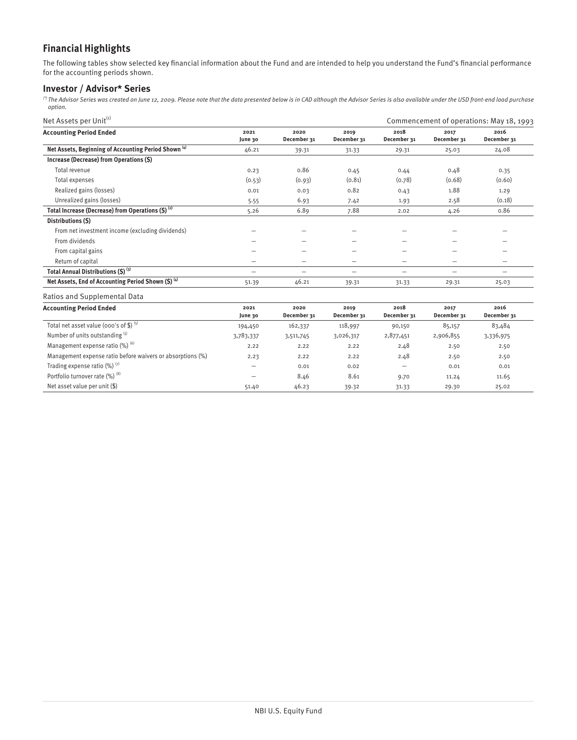## Financial Highlights

The following tables show selected key financial information about the Fund and are intended to help you understand the Fund's financial performance for the accounting periods shown.

### Investor / Advisor* Series

*(*) The Advisor Series was created on June 12, 2009. Please note that the data presented below is in CAD although the Advisor Series is also available under the USD front-end load purchase option.*

Net Assets per Unit[1] — Commencement of operations: May 18, 1993

| Accounting Period Ended | 2021 June 30 | 2020 December 31 | 2019 December 31 | 2018 December 31 | 2017 December 31 | 2016 December 31 |
|---|---|---|---|---|---|---|
| **Net Assets, Beginning of Accounting Period Shown** [4] | 46.21 | 39.31 | 31.33 | 29.31 | 25.03 | 24.08 |
| **Increase (Decrease) from Operations ($)** | | | | | | |
| Total revenue | 0.23 | 0.86 | 0.45 | 0.44 | 0.48 | 0.35 |
| Total expenses | (0.53) | (0.93) | (0.81) | (0.78) | (0.68) | (0.60) |
| Realized gains (losses) | 0.01 | 0.03 | 0.82 | 0.43 | 1.88 | 1.29 |
| Unrealized gains (losses) | 5.55 | 6.93 | 7.42 | 1.93 | 2.58 | (0.18) |
| **Total Increase (Decrease) from Operations ($)** [2] | 5.26 | 6.89 | 7.88 | 2.02 | 4.26 | 0.86 |
| **Distributions ($)** | | | | | | |
| From net investment income (excluding dividends) | – | – | – | – | – | – |
| From dividends | – | – | – | – | – | – |
| From capital gains | – | – | – | – | – | – |
| Return of capital | – | – | – | – | – | – |
| **Total Annual Distributions ($)** [3] | – | – | – | – | – | – |
| **Net Assets, End of Accounting Period Shown ($)** [4] | 51.39 | 46.21 | 39.31 | 31.33 | 29.31 | 25.03 |

Ratios and Supplemental Data

| Accounting Period Ended | 2021 June 30 | 2020 December 31 | 2019 December 31 | 2018 December 31 | 2017 December 31 | 2016 December 31 |
|---|---|---|---|---|---|---|
| Total net asset value (000's of $) [5] | 194,450 | 162,337 | 118,997 | 90,150 | 85,157 | 83,484 |
| Number of units outstanding [5] | 3,783,337 | 3,511,745 | 3,026,317 | 2,877,451 | 2,906,855 | 3,336,975 |
| Management expense ratio (%) [6] | 2.22 | 2.22 | 2.22 | 2.48 | 2.50 | 2.50 |
| Management expense ratio before waivers or absorptions (%) | 2.23 | 2.22 | 2.22 | 2.48 | 2.50 | 2.50 |
| Trading expense ratio (%) [7] | – | 0.01 | 0.02 | – | 0.01 | 0.01 |
| Portfolio turnover rate (%) [8] | – | 8.46 | 8.61 | 9.70 | 11.24 | 11.65 |
| Net asset value per unit ($) | 51.40 | 46.23 | 39.32 | 31.33 | 29.30 | 25.02 |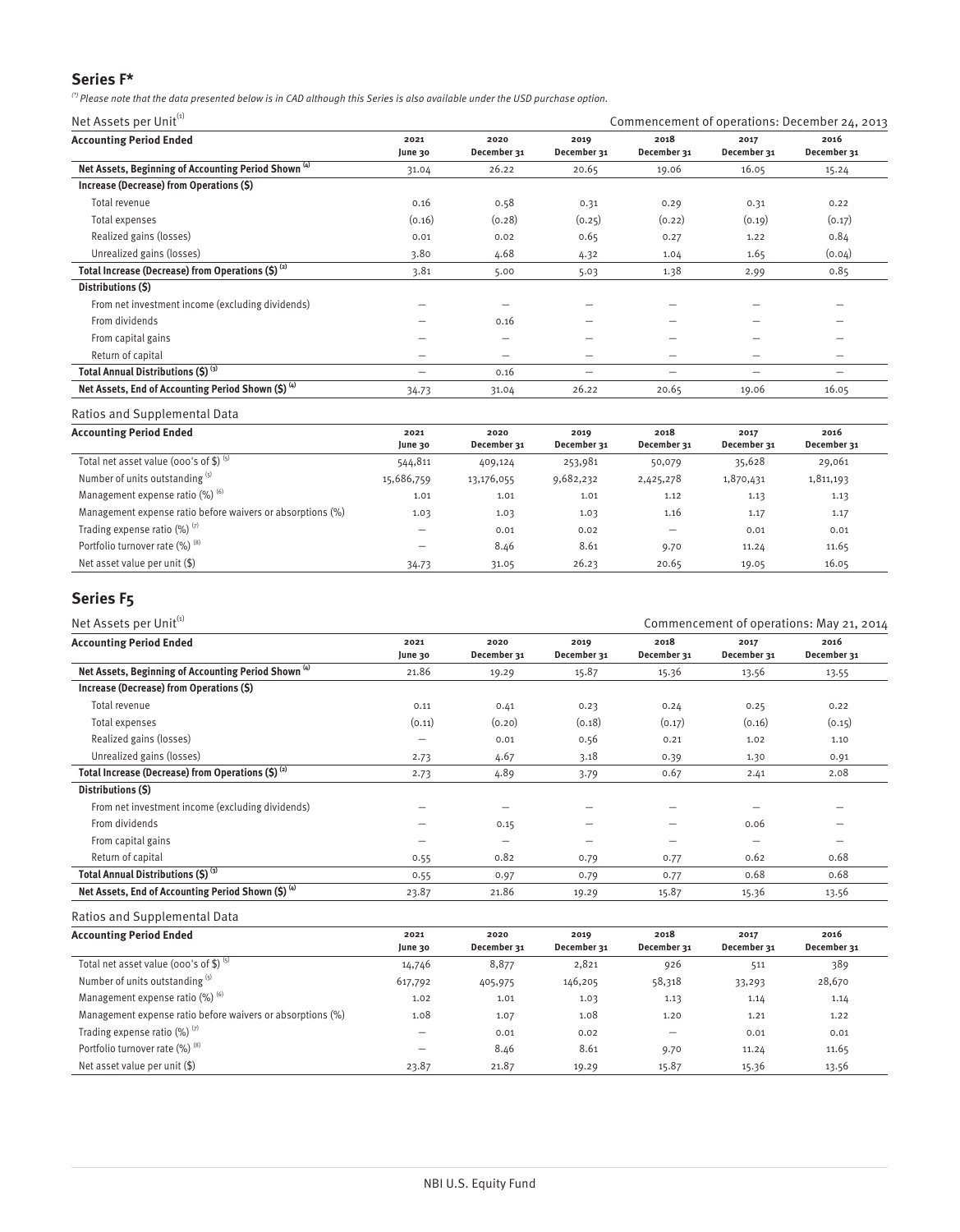## Series F*

*(\*) Please note that the data presented below is in CAD although this Series is also available under the USD purchase option.*

Net Assets per Unit[1] — Commencement of operations: December 24, 2013

| Accounting Period Ended | 2021 June 30 | 2020 December 31 | 2019 December 31 | 2018 December 31 | 2017 December 31 | 2016 December 31 |
|---|---|---|---|---|---|---|
| **Net Assets, Beginning of Accounting Period Shown [4]** | 31.04 | 26.22 | 20.65 | 19.06 | 16.05 | 15.24 |
| **Increase (Decrease) from Operations ($)** | | | | | | |
| Total revenue | 0.16 | 0.58 | 0.31 | 0.29 | 0.31 | 0.22 |
| Total expenses | (0.16) | (0.28) | (0.25) | (0.22) | (0.19) | (0.17) |
| Realized gains (losses) | 0.01 | 0.02 | 0.65 | 0.27 | 1.22 | 0.84 |
| Unrealized gains (losses) | 3.80 | 4.68 | 4.32 | 1.04 | 1.65 | (0.04) |
| **Total Increase (Decrease) from Operations ($) [2]** | 3.81 | 5.00 | 5.03 | 1.38 | 2.99 | 0.85 |
| **Distributions ($)** | | | | | | |
| From net investment income (excluding dividends) | – | – | – | – | – | – |
| From dividends | – | 0.16 | – | – | – | – |
| From capital gains | – | – | – | – | – | – |
| Return of capital | – | – | – | – | – | – |
| **Total Annual Distributions ($) [3]** | – | 0.16 | – | – | – | – |
| **Net Assets, End of Accounting Period Shown ($) [4]** | 34.73 | 31.04 | 26.22 | 20.65 | 19.06 | 16.05 |

Ratios and Supplemental Data

| Accounting Period Ended | 2021 June 30 | 2020 December 31 | 2019 December 31 | 2018 December 31 | 2017 December 31 | 2016 December 31 |
|---|---|---|---|---|---|---|
| Total net asset value (000's of $) [5] | 544,811 | 409,124 | 253,981 | 50,079 | 35,628 | 29,061 |
| Number of units outstanding [5] | 15,686,759 | 13,176,055 | 9,682,232 | 2,425,278 | 1,870,431 | 1,811,193 |
| Management expense ratio (%) [6] | 1.01 | 1.01 | 1.01 | 1.12 | 1.13 | 1.13 |
| Management expense ratio before waivers or absorptions (%) | 1.03 | 1.03 | 1.03 | 1.16 | 1.17 | 1.17 |
| Trading expense ratio (%) [7] | – | 0.01 | 0.02 | – | 0.01 | 0.01 |
| Portfolio turnover rate (%) [8] | – | 8.46 | 8.61 | 9.70 | 11.24 | 11.65 |
| Net asset value per unit ($) | 34.73 | 31.05 | 26.23 | 20.65 | 19.05 | 16.05 |

## Series F5

Net Assets per Unit[1] — Commencement of operations: May 21, 2014

| Accounting Period Ended | 2021 June 30 | 2020 December 31 | 2019 December 31 | 2018 December 31 | 2017 December 31 | 2016 December 31 |
|---|---|---|---|---|---|---|
| **Net Assets, Beginning of Accounting Period Shown [4]** | 21.86 | 19.29 | 15.87 | 15.36 | 13.56 | 13.55 |
| **Increase (Decrease) from Operations ($)** | | | | | | |
| Total revenue | 0.11 | 0.41 | 0.23 | 0.24 | 0.25 | 0.22 |
| Total expenses | (0.11) | (0.20) | (0.18) | (0.17) | (0.16) | (0.15) |
| Realized gains (losses) | – | 0.01 | 0.56 | 0.21 | 1.02 | 1.10 |
| Unrealized gains (losses) | 2.73 | 4.67 | 3.18 | 0.39 | 1.30 | 0.91 |
| **Total Increase (Decrease) from Operations ($) [2]** | 2.73 | 4.89 | 3.79 | 0.67 | 2.41 | 2.08 |
| **Distributions ($)** | | | | | | |
| From net investment income (excluding dividends) | – | – | – | – | – | – |
| From dividends | – | 0.15 | – | – | 0.06 | – |
| From capital gains | – | – | – | – | – | – |
| Return of capital | 0.55 | 0.82 | 0.79 | 0.77 | 0.62 | 0.68 |
| **Total Annual Distributions ($) [3]** | 0.55 | 0.97 | 0.79 | 0.77 | 0.68 | 0.68 |
| **Net Assets, End of Accounting Period Shown ($) [4]** | 23.87 | 21.86 | 19.29 | 15.87 | 15.36 | 13.56 |

Ratios and Supplemental Data

| Accounting Period Ended | 2021 June 30 | 2020 December 31 | 2019 December 31 | 2018 December 31 | 2017 December 31 | 2016 December 31 |
|---|---|---|---|---|---|---|
| Total net asset value (000's of $) [5] | 14,746 | 8,877 | 2,821 | 926 | 511 | 389 |
| Number of units outstanding [5] | 617,792 | 405,975 | 146,205 | 58,318 | 33,293 | 28,670 |
| Management expense ratio (%) [6] | 1.02 | 1.01 | 1.03 | 1.13 | 1.14 | 1.14 |
| Management expense ratio before waivers or absorptions (%) | 1.08 | 1.07 | 1.08 | 1.20 | 1.21 | 1.22 |
| Trading expense ratio (%) [7] | – | 0.01 | 0.02 | – | 0.01 | 0.01 |
| Portfolio turnover rate (%) [8] | – | 8.46 | 8.61 | 9.70 | 11.24 | 11.65 |
| Net asset value per unit ($) | 23.87 | 21.87 | 19.29 | 15.87 | 15.36 | 13.56 |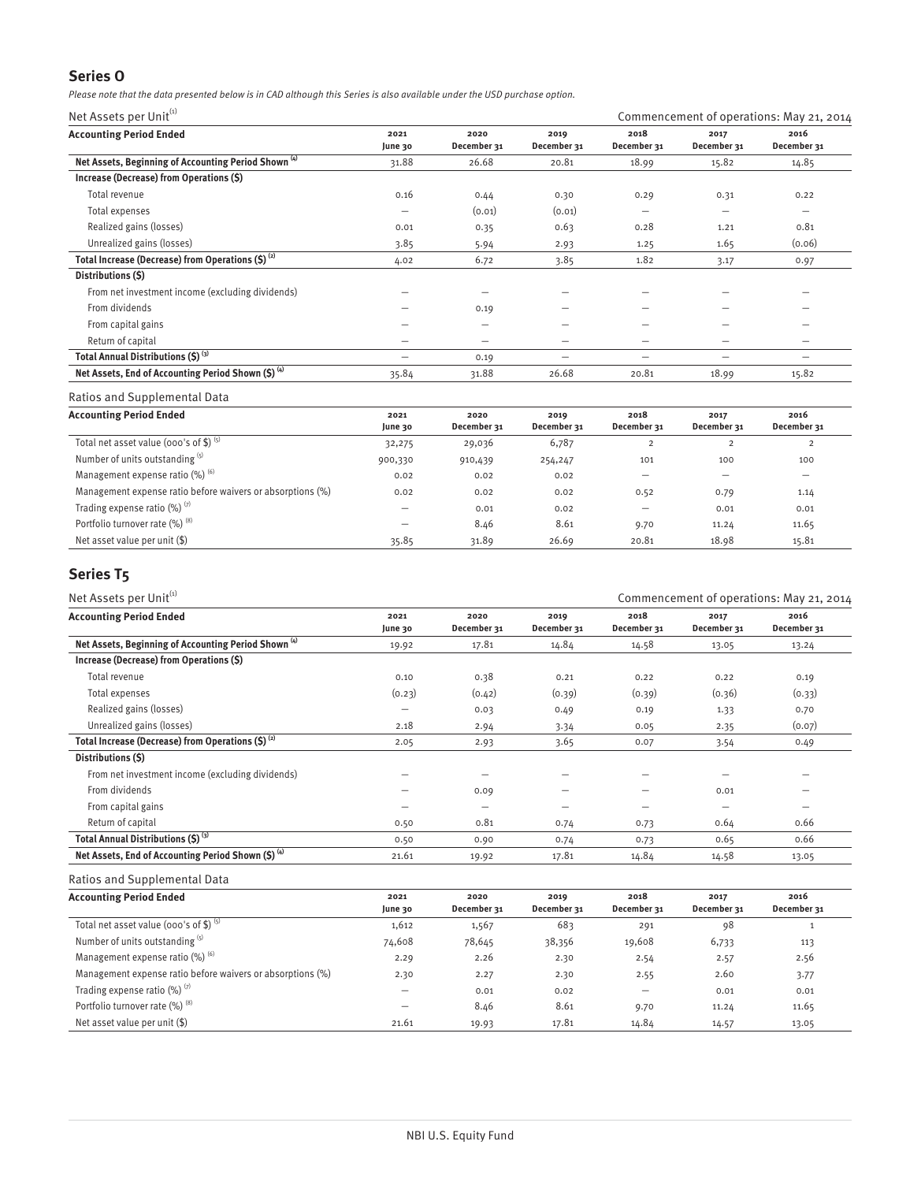## Series O

*Please note that the data presented below is in CAD although this Series is also available under the USD purchase option.*

Net Assets per Unit[1] — Commencement of operations: May 21, 2014

| Accounting Period Ended | 2021 June 30 | 2020 December 31 | 2019 December 31 | 2018 December 31 | 2017 December 31 | 2016 December 31 |
|---|---|---|---|---|---|---|
| **Net Assets, Beginning of Accounting Period Shown [4]** | 31.88 | 26.68 | 20.81 | 18.99 | 15.82 | 14.85 |
| **Increase (Decrease) from Operations ($)** | | | | | | |
| Total revenue | 0.16 | 0.44 | 0.30 | 0.29 | 0.31 | 0.22 |
| Total expenses | – | (0.01) | (0.01) | – | – | – |
| Realized gains (losses) | 0.01 | 0.35 | 0.63 | 0.28 | 1.21 | 0.81 |
| Unrealized gains (losses) | 3.85 | 5.94 | 2.93 | 1.25 | 1.65 | (0.06) |
| **Total Increase (Decrease) from Operations ($) [2]** | 4.02 | 6.72 | 3.85 | 1.82 | 3.17 | 0.97 |
| **Distributions ($)** | | | | | | |
| From net investment income (excluding dividends) | – | – | – | – | – | – |
| From dividends | – | 0.19 | – | – | – | – |
| From capital gains | – | – | – | – | – | – |
| Return of capital | – | – | – | – | – | – |
| **Total Annual Distributions ($) [3]** | – | 0.19 | – | – | – | – |
| **Net Assets, End of Accounting Period Shown ($) [4]** | 35.84 | 31.88 | 26.68 | 20.81 | 18.99 | 15.82 |

Ratios and Supplemental Data

| Accounting Period Ended | 2021 June 30 | 2020 December 31 | 2019 December 31 | 2018 December 31 | 2017 December 31 | 2016 December 31 |
|---|---|---|---|---|---|---|
| Total net asset value (000's of $) [5] | 32,275 | 29,036 | 6,787 | 2 | 2 | 2 |
| Number of units outstanding [5] | 900,330 | 910,439 | 254,247 | 101 | 100 | 100 |
| Management expense ratio (%) [6] | 0.02 | 0.02 | 0.02 | – | – | – |
| Management expense ratio before waivers or absorptions (%) | 0.02 | 0.02 | 0.02 | 0.52 | 0.79 | 1.14 |
| Trading expense ratio (%) [7] | – | 0.01 | 0.02 | – | 0.01 | 0.01 |
| Portfolio turnover rate (%) [8] | – | 8.46 | 8.61 | 9.70 | 11.24 | 11.65 |
| Net asset value per unit ($) | 35.85 | 31.89 | 26.69 | 20.81 | 18.98 | 15.81 |

## Series T5

Net Assets per Unit[1] — Commencement of operations: May 21, 2014

| Accounting Period Ended | 2021 June 30 | 2020 December 31 | 2019 December 31 | 2018 December 31 | 2017 December 31 | 2016 December 31 |
|---|---|---|---|---|---|---|
| **Net Assets, Beginning of Accounting Period Shown [4]** | 19.92 | 17.81 | 14.84 | 14.58 | 13.05 | 13.24 |
| **Increase (Decrease) from Operations ($)** | | | | | | |
| Total revenue | 0.10 | 0.38 | 0.21 | 0.22 | 0.22 | 0.19 |
| Total expenses | (0.23) | (0.42) | (0.39) | (0.39) | (0.36) | (0.33) |
| Realized gains (losses) | – | 0.03 | 0.49 | 0.19 | 1.33 | 0.70 |
| Unrealized gains (losses) | 2.18 | 2.94 | 3.34 | 0.05 | 2.35 | (0.07) |
| **Total Increase (Decrease) from Operations ($) [2]** | 2.05 | 2.93 | 3.65 | 0.07 | 3.54 | 0.49 |
| **Distributions ($)** | | | | | | |
| From net investment income (excluding dividends) | – | – | – | – | – | – |
| From dividends | – | 0.09 | – | – | 0.01 | – |
| From capital gains | – | – | – | – | – | – |
| Return of capital | 0.50 | 0.81 | 0.74 | 0.73 | 0.64 | 0.66 |
| **Total Annual Distributions ($) [3]** | 0.50 | 0.90 | 0.74 | 0.73 | 0.65 | 0.66 |
| **Net Assets, End of Accounting Period Shown ($) [4]** | 21.61 | 19.92 | 17.81 | 14.84 | 14.58 | 13.05 |

Ratios and Supplemental Data

| Accounting Period Ended | 2021 June 30 | 2020 December 31 | 2019 December 31 | 2018 December 31 | 2017 December 31 | 2016 December 31 |
|---|---|---|---|---|---|---|
| Total net asset value (000's of $) [5] | 1,612 | 1,567 | 683 | 291 | 98 | 1 |
| Number of units outstanding [5] | 74,608 | 78,645 | 38,356 | 19,608 | 6,733 | 113 |
| Management expense ratio (%) [6] | 2.29 | 2.26 | 2.30 | 2.54 | 2.57 | 2.56 |
| Management expense ratio before waivers or absorptions (%) | 2.30 | 2.27 | 2.30 | 2.55 | 2.60 | 3.77 |
| Trading expense ratio (%) [7] | – | 0.01 | 0.02 | – | 0.01 | 0.01 |
| Portfolio turnover rate (%) [8] | – | 8.46 | 8.61 | 9.70 | 11.24 | 11.65 |
| Net asset value per unit ($) | 21.61 | 19.93 | 17.81 | 14.84 | 14.57 | 13.05 |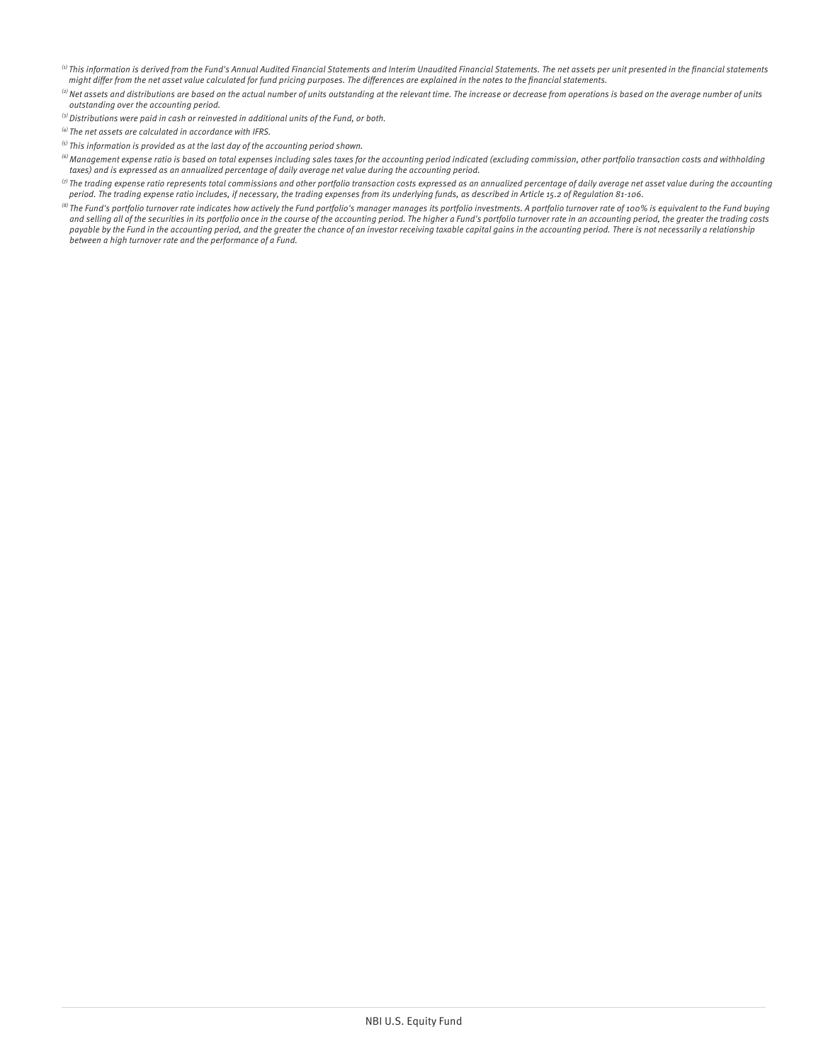*[1] This information is derived from the Fund's Annual Audited Financial Statements and Interim Unaudited Financial Statements. The net assets per unit presented in the financial statements might differ from the net asset value calculated for fund pricing purposes. The differences are explained in the notes to the financial statements.*

*[2] Net assets and distributions are based on the actual number of units outstanding at the relevant time. The increase or decrease from operations is based on the average number of units outstanding over the accounting period.*

*[3] Distributions were paid in cash or reinvested in additional units of the Fund, or both.*

*[4] The net assets are calculated in accordance with IFRS.*

*[5] This information is provided as at the last day of the accounting period shown.*

*[6] Management expense ratio is based on total expenses including sales taxes for the accounting period indicated (excluding commission, other portfolio transaction costs and withholding taxes) and is expressed as an annualized percentage of daily average net value during the accounting period.*

*[7] The trading expense ratio represents total commissions and other portfolio transaction costs expressed as an annualized percentage of daily average net asset value during the accounting period. The trading expense ratio includes, if necessary, the trading expenses from its underlying funds, as described in Article 15.2 of Regulation 81-106.*

*[8] The Fund's portfolio turnover rate indicates how actively the Fund portfolio's manager manages its portfolio investments. A portfolio turnover rate of 100% is equivalent to the Fund buying and selling all of the securities in its portfolio once in the course of the accounting period. The higher a Fund's portfolio turnover rate in an accounting period, the greater the trading costs payable by the Fund in the accounting period, and the greater the chance of an investor receiving taxable capital gains in the accounting period. There is not necessarily a relationship between a high turnover rate and the performance of a Fund.*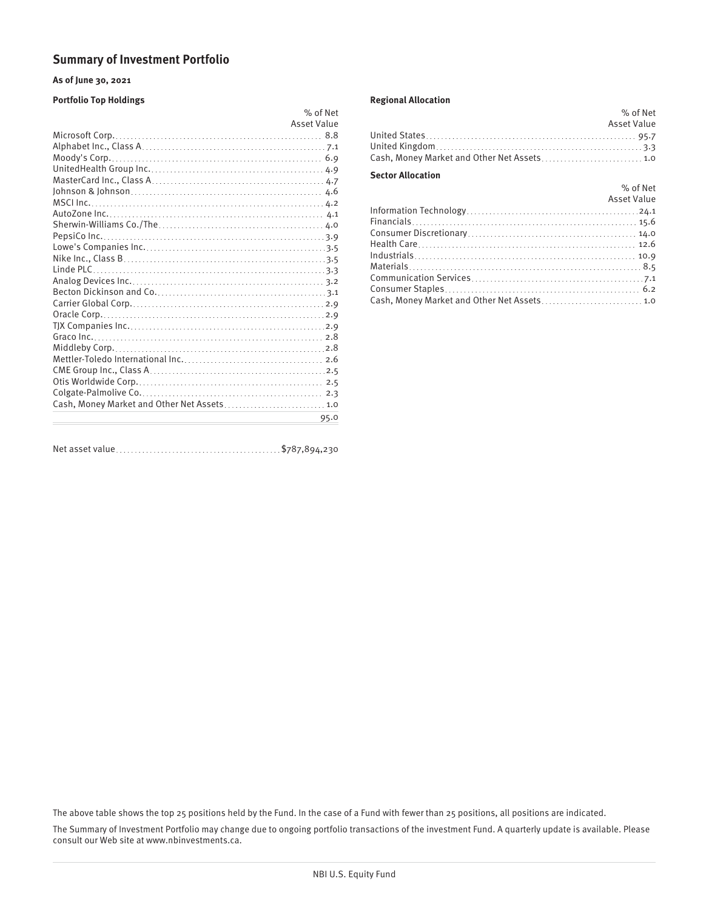## Summary of Investment Portfolio

**As of June 30, 2021**

### Portfolio Top Holdings

| | % of Net Asset Value |
|---|---|
| Microsoft Corp. | 8.8 |
| Alphabet Inc., Class A | 7.1 |
| Moody's Corp. | 6.9 |
| UnitedHealth Group Inc. | 4.9 |
| MasterCard Inc., Class A | 4.7 |
| Johnson & Johnson | 4.6 |
| MSCI Inc. | 4.2 |
| AutoZone Inc. | 4.1 |
| Sherwin-Williams Co./The | 4.0 |
| PepsiCo Inc. | 3.9 |
| Lowe's Companies Inc. | 3.5 |
| Nike Inc., Class B | 3.5 |
| Linde PLC | 3.3 |
| Analog Devices Inc. | 3.2 |
| Becton Dickinson and Co. | 3.1 |
| Carrier Global Corp. | 2.9 |
| Oracle Corp. | 2.9 |
| TJX Companies Inc. | 2.9 |
| Graco Inc. | 2.8 |
| Middleby Corp. | 2.8 |
| Mettler-Toledo International Inc. | 2.6 |
| CME Group Inc., Class A | 2.5 |
| Otis Worldwide Corp. | 2.5 |
| Colgate-Palmolive Co. | 2.3 |
| Cash, Money Market and Other Net Assets | 1.0 |
| | 95.0 |

Net asset value ............ $787,894,230

### Regional Allocation

| | % of Net Asset Value |
|---|---|
| United States | 95.7 |
| United Kingdom | 3.3 |
| Cash, Money Market and Other Net Assets | 1.0 |

### Sector Allocation

| | % of Net Asset Value |
|---|---|
| Information Technology | 24.1 |
| Financials | 15.6 |
| Consumer Discretionary | 14.0 |
| Health Care | 12.6 |
| Industrials | 10.9 |
| Materials | 8.5 |
| Communication Services | 7.1 |
| Consumer Staples | 6.2 |
| Cash, Money Market and Other Net Assets | 1.0 |

The above table shows the top 25 positions held by the Fund. In the case of a Fund with fewer than 25 positions, all positions are indicated.

The Summary of Investment Portfolio may change due to ongoing portfolio transactions of the investment Fund. A quarterly update is available. Please consult our Web site at www.nbinvestments.ca.